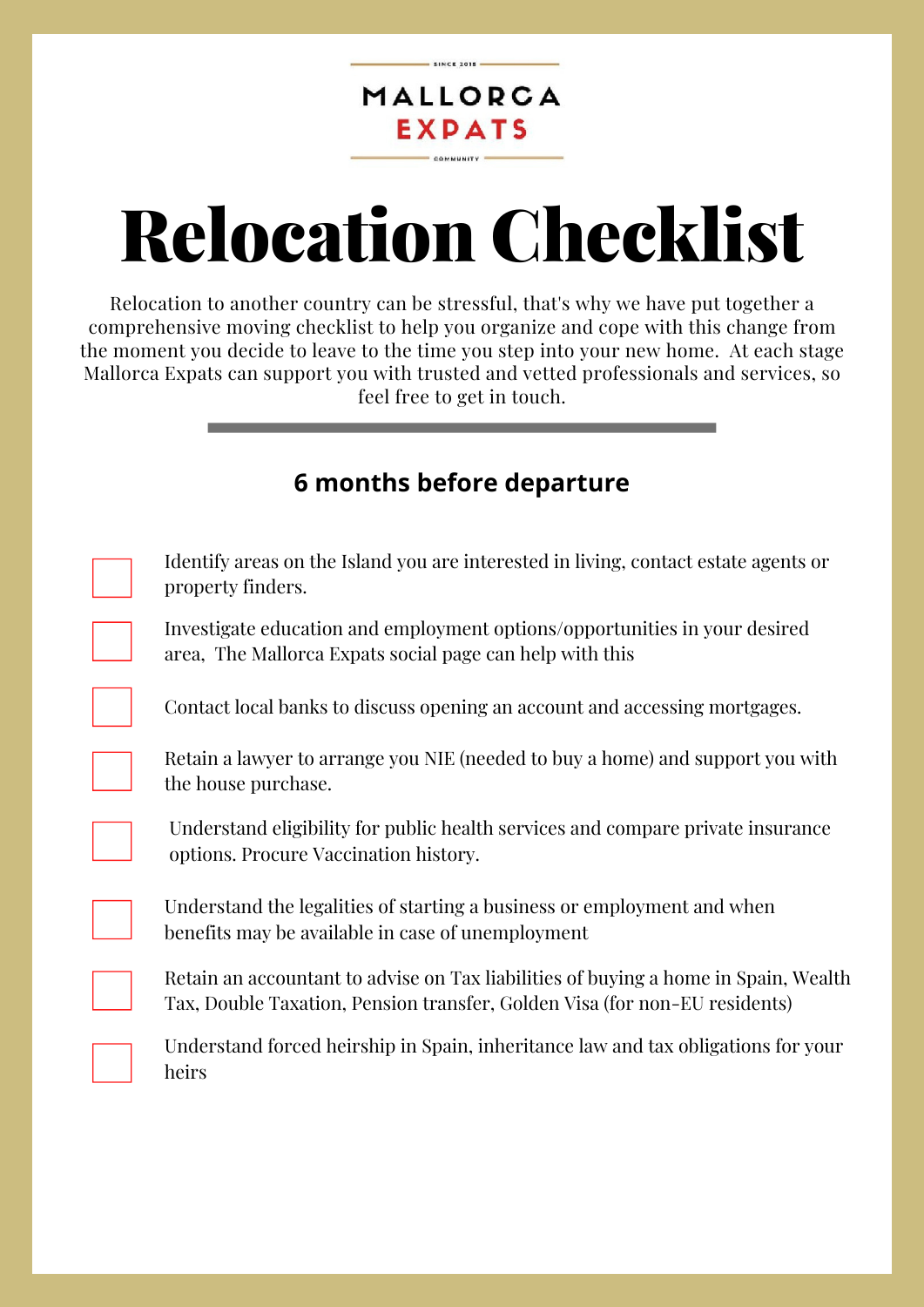SINCE 2018

MALLORCA
EXPATS

COMMUNITY

# Relocation Checklist

Relocation to another country can be stressful, that's why we have put together a comprehensive moving checklist to help you organize and cope with this change from the moment you decide to leave to the time you step into your new home. At each stage Mallorca Expats can support you with trusted and vetted professionals and services, so feel free to get in touch.

---

## 6 months before departure

- [ ] Identify areas on the Island you are interested in living, contact estate agents or property finders.
- [ ] Investigate education and employment options/opportunities in your desired area, The Mallorca Expats social page can help with this
- [ ] Contact local banks to discuss opening an account and accessing mortgages.
- [ ] Retain a lawyer to arrange you NIE (needed to buy a home) and support you with the house purchase.
- [ ] Understand eligibility for public health services and compare private insurance options. Procure Vaccination history.
- [ ] Understand the legalities of starting a business or employment and when benefits may be available in case of unemployment
- [ ] Retain an accountant to advise on Tax liabilities of buying a home in Spain, Wealth Tax, Double Taxation, Pension transfer, Golden Visa (for non-EU residents)
- [ ] Understand forced heirship in Spain, inheritance law and tax obligations for your heirs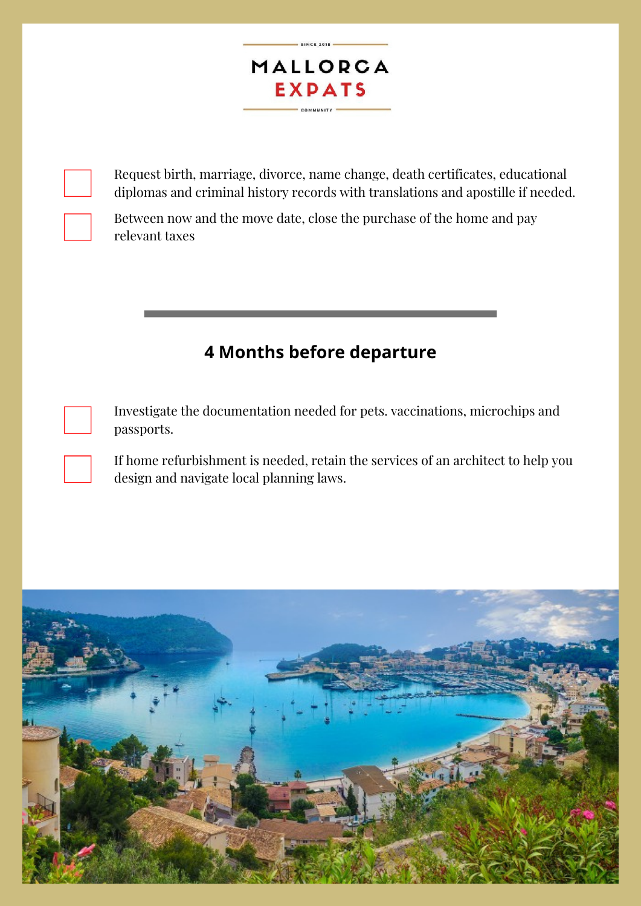- [ ] Request birth, marriage, divorce, name change, death certificates, educational diplomas and criminal history records with translations and apostille if needed.
- [ ] Between now and the move date, close the purchase of the home and pay relevant taxes

## 4 Months before departure

- [ ] Investigate the documentation needed for pets. vaccinations, microchips and passports.
- [ ] If home refurbishment is needed, retain the services of an architect to help you design and navigate local planning laws.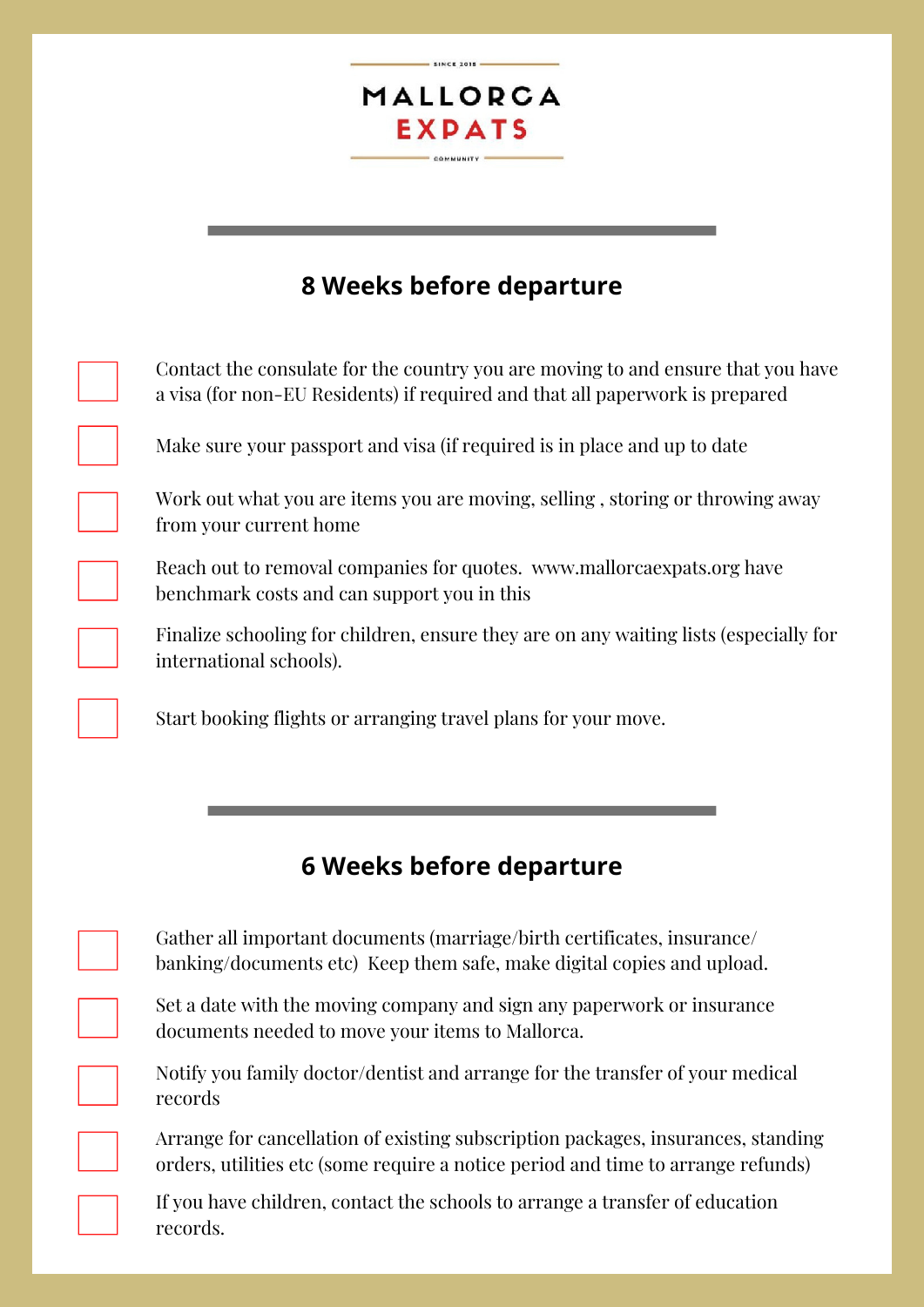MALLORCA EXPATS

SINCE 2018 · COMMUNITY

## 8 Weeks before departure

- [ ] Contact the consulate for the country you are moving to and ensure that you have a visa (for non-EU Residents) if required and that all paperwork is prepared
- [ ] Make sure your passport and visa (if required is in place and up to date
- [ ] Work out what you are items you are moving, selling , storing or throwing away from your current home
- [ ] Reach out to removal companies for quotes. www.mallorcaexpats.org have benchmark costs and can support you in this
- [ ] Finalize schooling for children, ensure they are on any waiting lists (especially for international schools).
- [ ] Start booking flights or arranging travel plans for your move.

## 6 Weeks before departure

- [ ] Gather all important documents (marriage/birth certificates, insurance/ banking/documents etc) Keep them safe, make digital copies and upload.
- [ ] Set a date with the moving company and sign any paperwork or insurance documents needed to move your items to Mallorca.
- [ ] Notify you family doctor/dentist and arrange for the transfer of your medical records
- [ ] Arrange for cancellation of existing subscription packages, insurances, standing orders, utilities etc (some require a notice period and time to arrange refunds)
- [ ] If you have children, contact the schools to arrange a transfer of education records.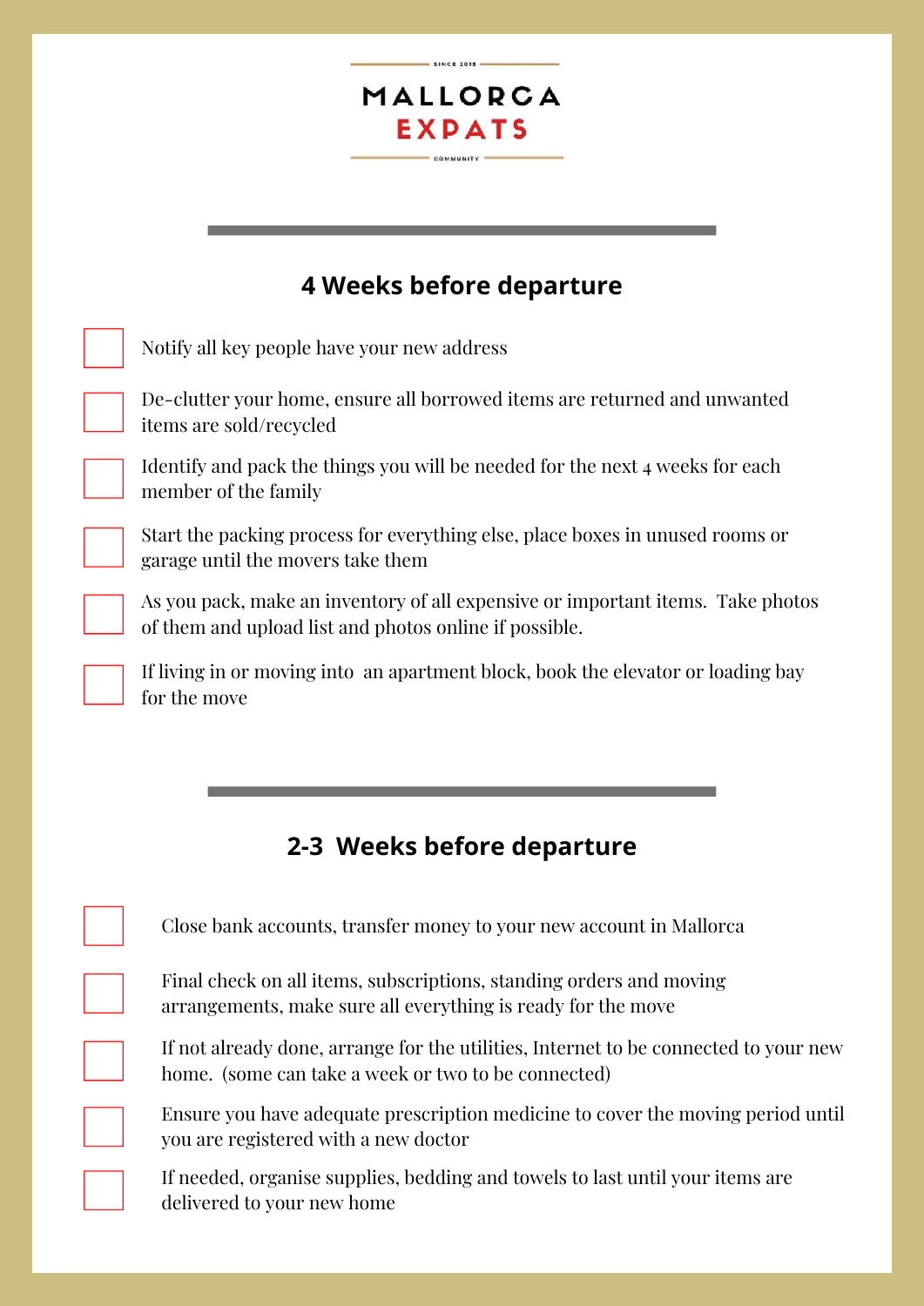MALLORCA EXPATS

## 4 Weeks before departure

- [ ] Notify all key people have your new address
- [ ] De-clutter your home, ensure all borrowed items are returned and unwanted items are sold/recycled
- [ ] Identify and pack the things you will be needed for the next 4 weeks for each member of the family
- [ ] Start the packing process for everything else, place boxes in unused rooms or garage until the movers take them
- [ ] As you pack, make an inventory of all expensive or important items. Take photos of them and upload list and photos online if possible.
- [ ] If living in or moving into an apartment block, book the elevator or loading bay for the move

## 2-3 Weeks before departure

- [ ] Close bank accounts, transfer money to your new account in Mallorca
- [ ] Final check on all items, subscriptions, standing orders and moving arrangements, make sure all everything is ready for the move
- [ ] If not already done, arrange for the utilities, Internet to be connected to your new home. (some can take a week or two to be connected)
- [ ] Ensure you have adequate prescription medicine to cover the moving period until you are registered with a new doctor
- [ ] If needed, organise supplies, bedding and towels to last until your items are delivered to your new home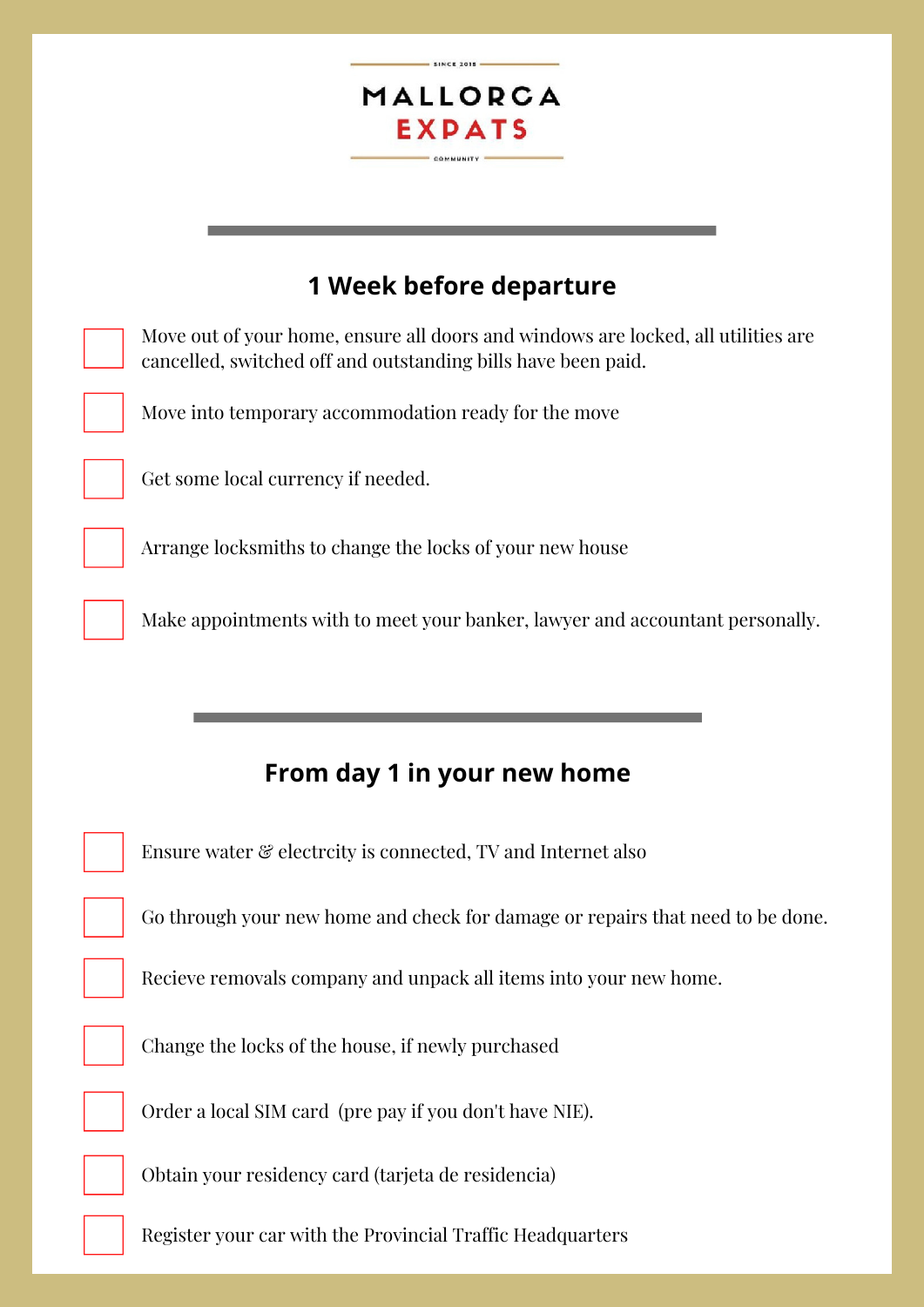MALLORCA
EXPATS

# 1 Week before departure

- [ ] Move out of your home, ensure all doors and windows are locked, all utilities are cancelled, switched off and outstanding bills have been paid.
- [ ] Move into temporary accommodation ready for the move
- [ ] Get some local currency if needed.
- [ ] Arrange locksmiths to change the locks of your new house
- [ ] Make appointments with to meet your banker, lawyer and accountant personally.

# From day 1 in your new home

- [ ] Ensure water & electrcity is connected, TV and Internet also
- [ ] Go through your new home and check for damage or repairs that need to be done.
- [ ] Recieve removals company and unpack all items into your new home.
- [ ] Change the locks of the house, if newly purchased
- [ ] Order a local SIM card (pre pay if you don't have NIE).
- [ ] Obtain your residency card (tarjeta de residencia)
- [ ] Register your car with the Provincial Traffic Headquarters